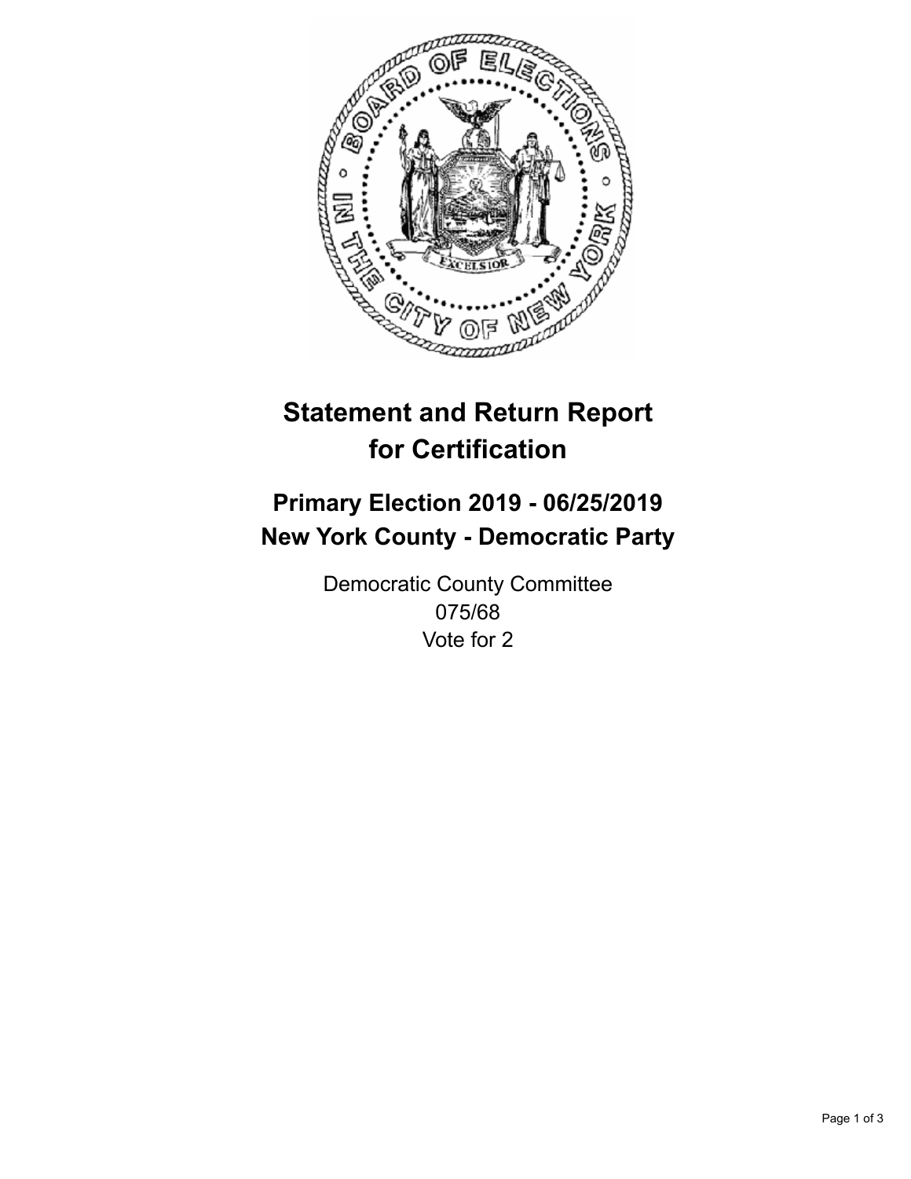# Statement and Return Report for Certification

## Primary Election 2019 - 06/25/2019
## New York County - Democratic Party

Democratic County Committee
075/68
Vote for 2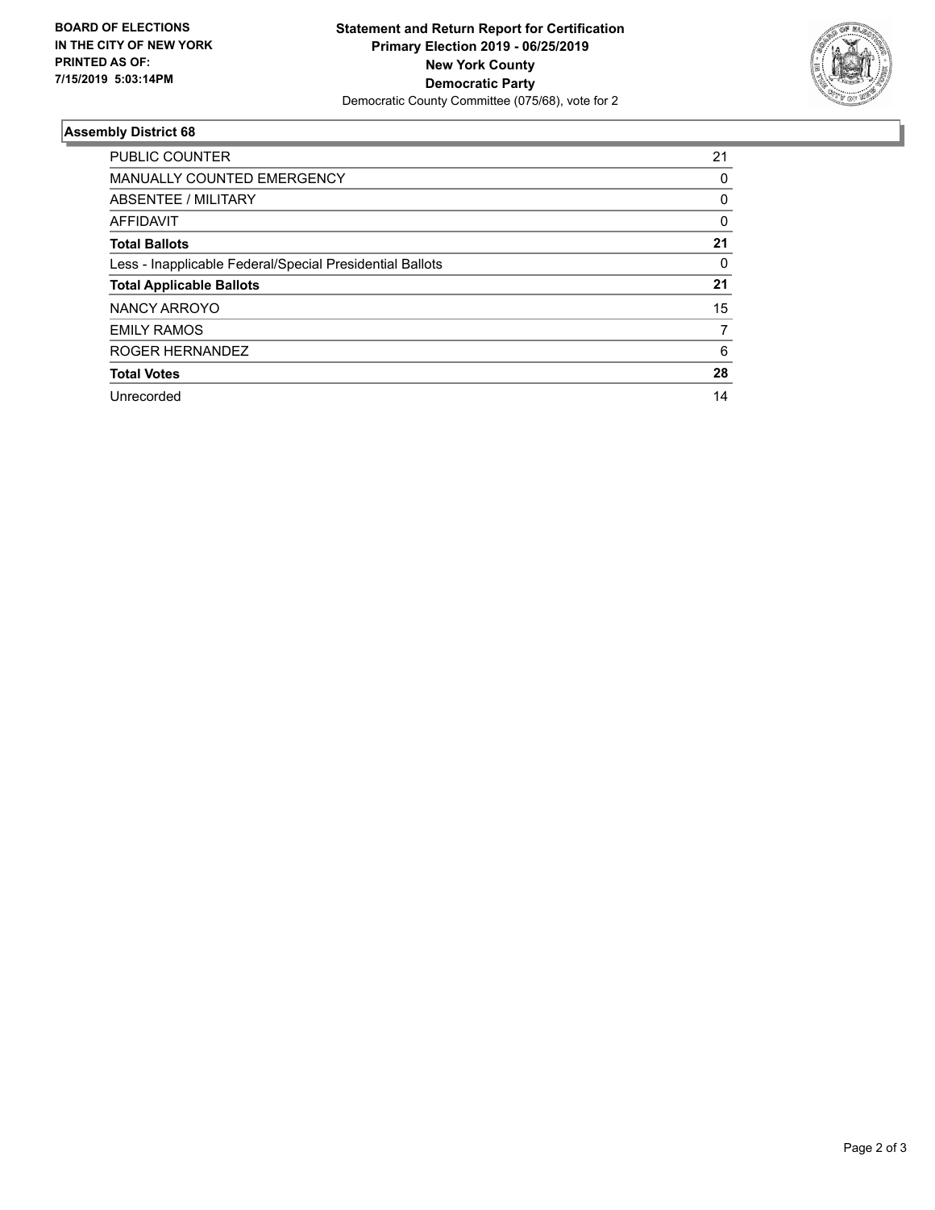**BOARD OF ELECTIONS IN THE CITY OF NEW YORK PRINTED AS OF: 7/15/2019 5:03:14PM**

**Statement and Return Report for Certification**
**Primary Election 2019 - 06/25/2019**
**New York County**
**Democratic Party**
Democratic County Committee (075/68), vote for 2

## Assembly District 68

| | |
|---|---|
| PUBLIC COUNTER | 21 |
| MANUALLY COUNTED EMERGENCY | 0 |
| ABSENTEE / MILITARY | 0 |
| AFFIDAVIT | 0 |
| **Total Ballots** | **21** |
| Less - Inapplicable Federal/Special Presidential Ballots | 0 |
| **Total Applicable Ballots** | **21** |
| NANCY ARROYO | 15 |
| EMILY RAMOS | 7 |
| ROGER HERNANDEZ | 6 |
| **Total Votes** | **28** |
| Unrecorded | 14 |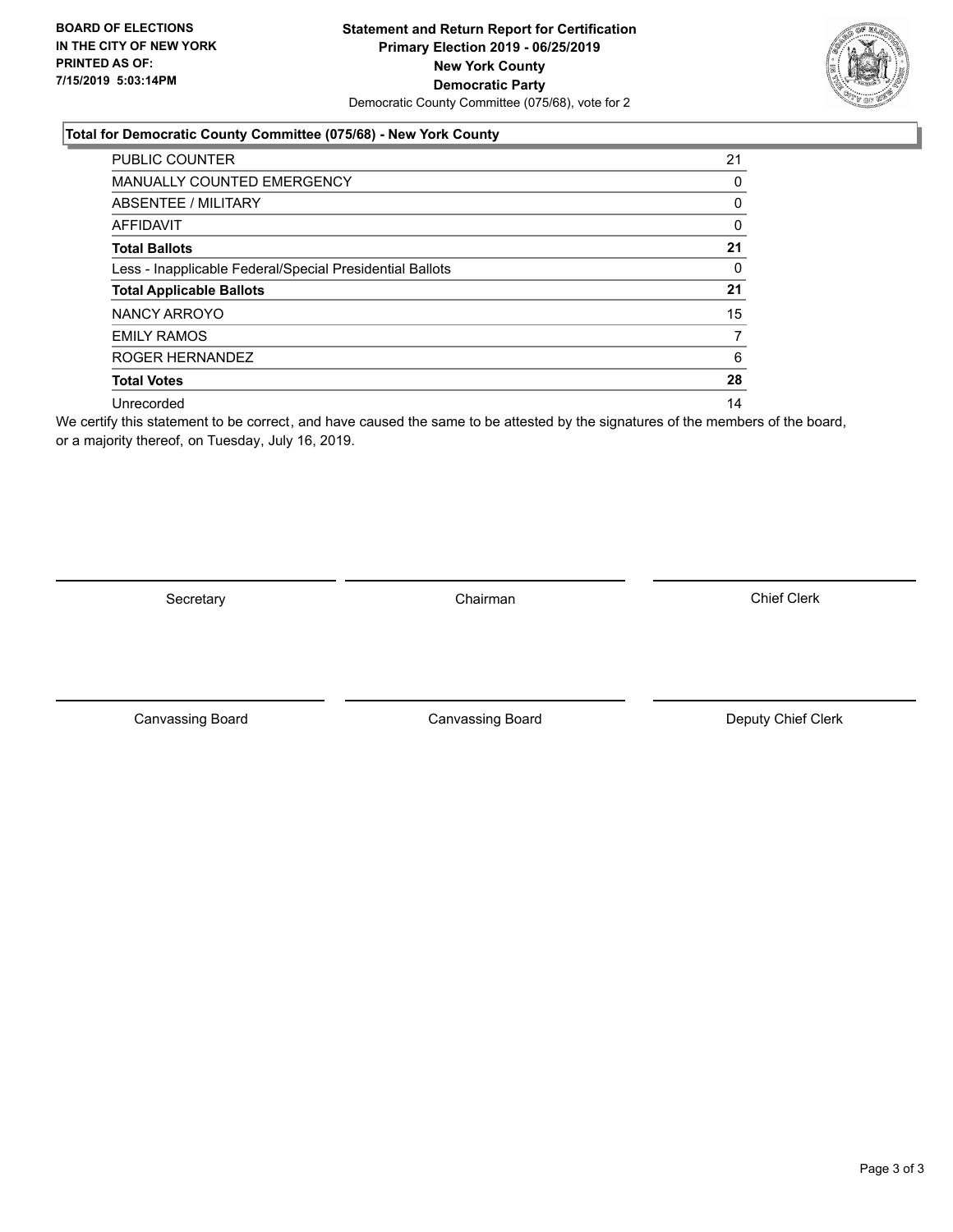**BOARD OF ELECTIONS IN THE CITY OF NEW YORK PRINTED AS OF: 7/15/2019 5:03:14PM**

**Statement and Return Report for Certification**
**Primary Election 2019 - 06/25/2019**
**New York County**
**Democratic Party**
Democratic County Committee (075/68), vote for 2

### Total for Democratic County Committee (075/68) - New York County

| | |
|---|---|
| PUBLIC COUNTER | 21 |
| MANUALLY COUNTED EMERGENCY | 0 |
| ABSENTEE / MILITARY | 0 |
| AFFIDAVIT | 0 |
| **Total Ballots** | **21** |
| Less - Inapplicable Federal/Special Presidential Ballots | 0 |
| **Total Applicable Ballots** | **21** |
| NANCY ARROYO | 15 |
| EMILY RAMOS | 7 |
| ROGER HERNANDEZ | 6 |
| **Total Votes** | **28** |
| Unrecorded | 14 |

We certify this statement to be correct, and have caused the same to be attested by the signatures of the members of the board, or a majority thereof, on Tuesday, July 16, 2019.

Secretary

Chairman

Chief Clerk

Canvassing Board

Canvassing Board

Deputy Chief Clerk